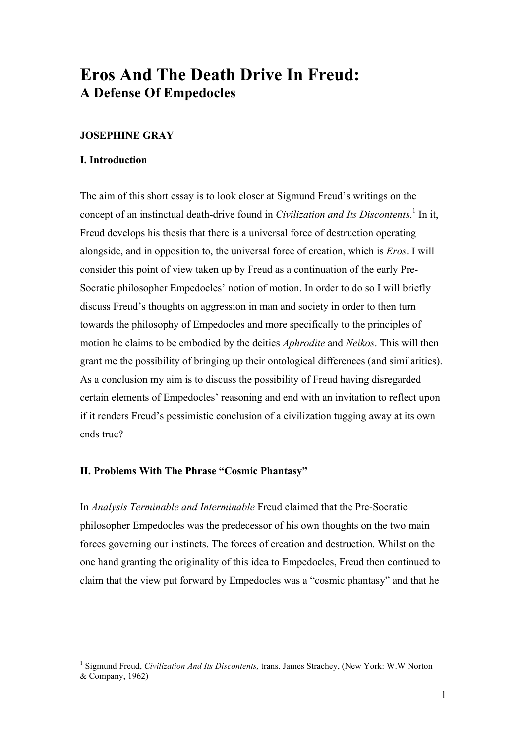# Eros And The Death Drive In Freud:
## A Defense Of Empedocles

**JOSEPHINE GRAY**

### I. Introduction

The aim of this short essay is to look closer at Sigmund Freud's writings on the concept of an instinctual death-drive found in *Civilization and Its Discontents*.[1] In it, Freud develops his thesis that there is a universal force of destruction operating alongside, and in opposition to, the universal force of creation, which is *Eros*. I will consider this point of view taken up by Freud as a continuation of the early Pre-Socratic philosopher Empedocles' notion of motion. In order to do so I will briefly discuss Freud's thoughts on aggression in man and society in order to then turn towards the philosophy of Empedocles and more specifically to the principles of motion he claims to be embodied by the deities *Aphrodite* and *Neikos*. This will then grant me the possibility of bringing up their ontological differences (and similarities). As a conclusion my aim is to discuss the possibility of Freud having disregarded certain elements of Empedocles' reasoning and end with an invitation to reflect upon if it renders Freud's pessimistic conclusion of a civilization tugging away at its own ends true?

### II. Problems With The Phrase "Cosmic Phantasy"

In *Analysis Terminable and Interminable* Freud claimed that the Pre-Socratic philosopher Empedocles was the predecessor of his own thoughts on the two main forces governing our instincts. The forces of creation and destruction. Whilst on the one hand granting the originality of this idea to Empedocles, Freud then continued to claim that the view put forward by Empedocles was a "cosmic phantasy" and that he

---

[1] Sigmund Freud, *Civilization And Its Discontents,* trans. James Strachey, (New York: W.W Norton & Company, 1962)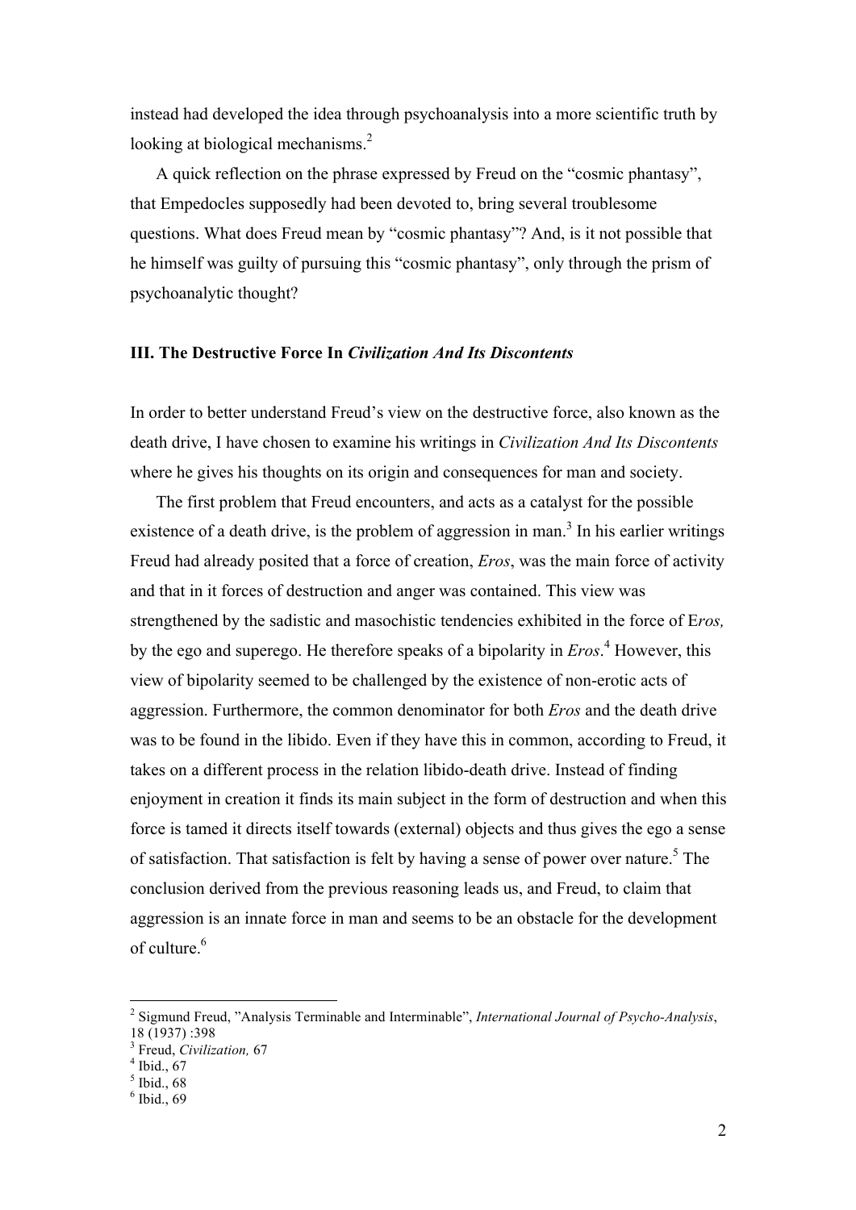instead had developed the idea through psychoanalysis into a more scientific truth by looking at biological mechanisms.[2]

A quick reflection on the phrase expressed by Freud on the "cosmic phantasy", that Empedocles supposedly had been devoted to, bring several troublesome questions. What does Freud mean by "cosmic phantasy"? And, is it not possible that he himself was guilty of pursuing this "cosmic phantasy", only through the prism of psychoanalytic thought?

### III. The Destructive Force In *Civilization And Its Discontents*

In order to better understand Freud's view on the destructive force, also known as the death drive, I have chosen to examine his writings in *Civilization And Its Discontents* where he gives his thoughts on its origin and consequences for man and society.

The first problem that Freud encounters, and acts as a catalyst for the possible existence of a death drive, is the problem of aggression in man.[3] In his earlier writings Freud had already posited that a force of creation, *Eros*, was the main force of activity and that in it forces of destruction and anger was contained. This view was strengthened by the sadistic and masochistic tendencies exhibited in the force of E*ros,* by the ego and superego. He therefore speaks of a bipolarity in *Eros*.[4] However, this view of bipolarity seemed to be challenged by the existence of non-erotic acts of aggression. Furthermore, the common denominator for both *Eros* and the death drive was to be found in the libido. Even if they have this in common, according to Freud, it takes on a different process in the relation libido-death drive. Instead of finding enjoyment in creation it finds its main subject in the form of destruction and when this force is tamed it directs itself towards (external) objects and thus gives the ego a sense of satisfaction. That satisfaction is felt by having a sense of power over nature.[5] The conclusion derived from the previous reasoning leads us, and Freud, to claim that aggression is an innate force in man and seems to be an obstacle for the development of culture.[6]

---

[2] Sigmund Freud, "Analysis Terminable and Interminable", *International Journal of Psycho-Analysis*, 18 (1937) :398

[3] Freud, *Civilization,* 67

[4] Ibid., 67

[5] Ibid., 68

[6] Ibid., 69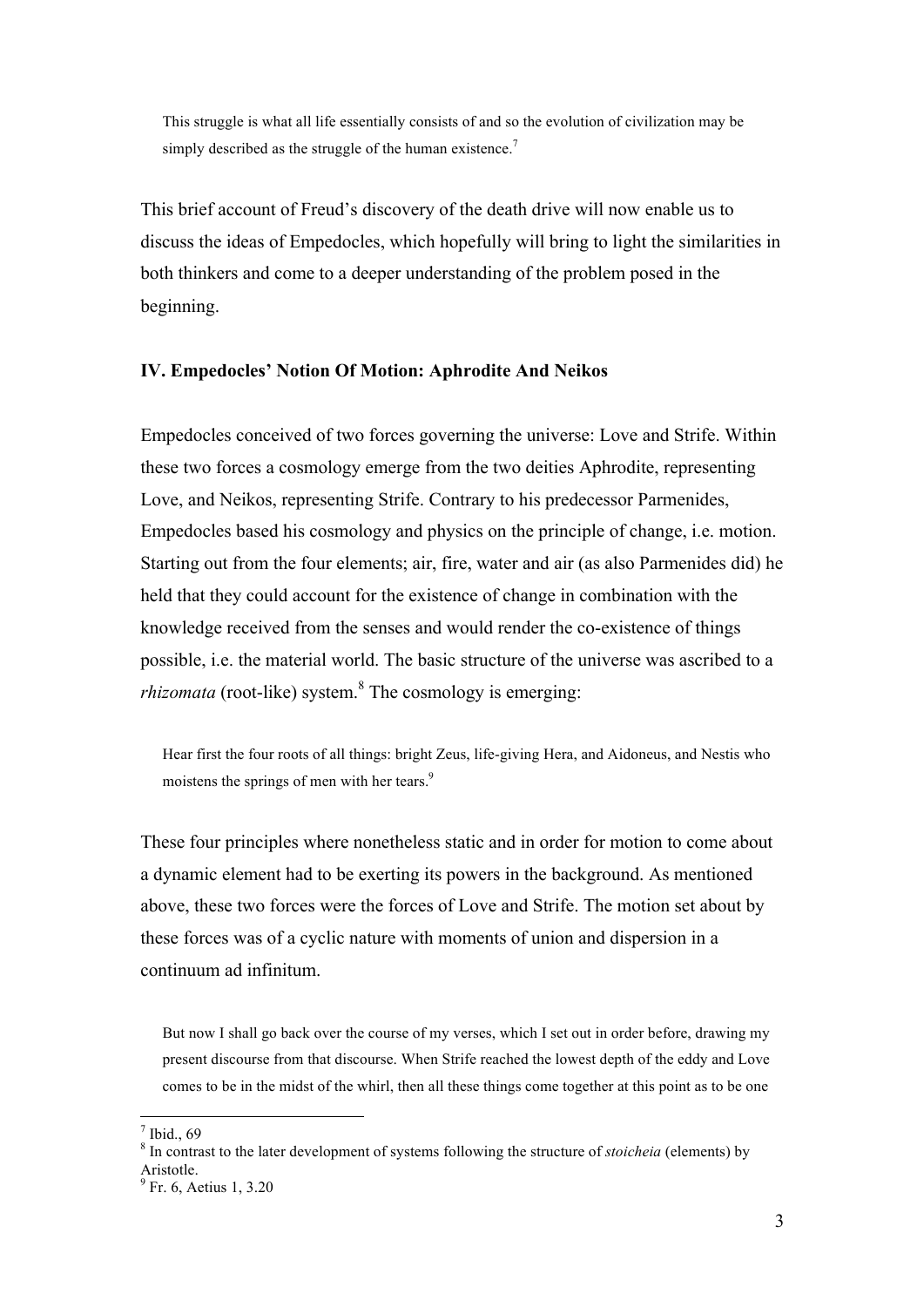> This struggle is what all life essentially consists of and so the evolution of civilization may be simply described as the struggle of the human existence.[7]

This brief account of Freud's discovery of the death drive will now enable us to discuss the ideas of Empedocles, which hopefully will bring to light the similarities in both thinkers and come to a deeper understanding of the problem posed in the beginning.

## IV. Empedocles' Notion Of Motion: Aphrodite And Neikos

Empedocles conceived of two forces governing the universe: Love and Strife. Within these two forces a cosmology emerge from the two deities Aphrodite, representing Love, and Neikos, representing Strife. Contrary to his predecessor Parmenides, Empedocles based his cosmology and physics on the principle of change, i.e. motion. Starting out from the four elements; air, fire, water and air (as also Parmenides did) he held that they could account for the existence of change in combination with the knowledge received from the senses and would render the co-existence of things possible, i.e. the material world. The basic structure of the universe was ascribed to a *rhizomata* (root-like) system.[8] The cosmology is emerging:

> Hear first the four roots of all things: bright Zeus, life-giving Hera, and Aidoneus, and Nestis who moistens the springs of men with her tears.[9]

These four principles where nonetheless static and in order for motion to come about a dynamic element had to be exerting its powers in the background. As mentioned above, these two forces were the forces of Love and Strife. The motion set about by these forces was of a cyclic nature with moments of union and dispersion in a continuum ad infinitum.

> But now I shall go back over the course of my verses, which I set out in order before, drawing my present discourse from that discourse. When Strife reached the lowest depth of the eddy and Love comes to be in the midst of the whirl, then all these things come together at this point as to be one

---

[7] Ibid., 69

[8] In contrast to the later development of systems following the structure of *stoicheia* (elements) by Aristotle.

[9] Fr. 6, Aetius 1, 3.20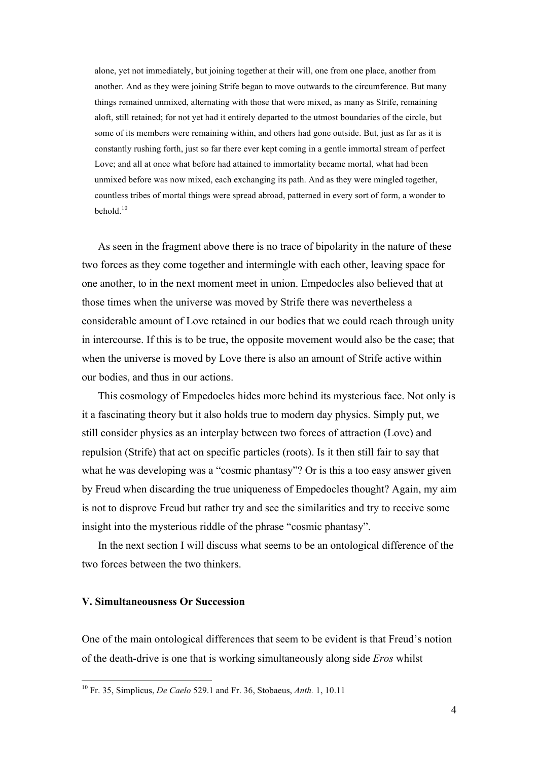> alone, yet not immediately, but joining together at their will, one from one place, another from another. And as they were joining Strife began to move outwards to the circumference. But many things remained unmixed, alternating with those that were mixed, as many as Strife, remaining aloft, still retained; for not yet had it entirely departed to the utmost boundaries of the circle, but some of its members were remaining within, and others had gone outside. But, just as far as it is constantly rushing forth, just so far there ever kept coming in a gentle immortal stream of perfect Love; and all at once what before had attained to immortality became mortal, what had been unmixed before was now mixed, each exchanging its path. And as they were mingled together, countless tribes of mortal things were spread abroad, patterned in every sort of form, a wonder to behold.[10]

As seen in the fragment above there is no trace of bipolarity in the nature of these two forces as they come together and intermingle with each other, leaving space for one another, to in the next moment meet in union. Empedocles also believed that at those times when the universe was moved by Strife there was nevertheless a considerable amount of Love retained in our bodies that we could reach through unity in intercourse. If this is to be true, the opposite movement would also be the case; that when the universe is moved by Love there is also an amount of Strife active within our bodies, and thus in our actions.

This cosmology of Empedocles hides more behind its mysterious face. Not only is it a fascinating theory but it also holds true to modern day physics. Simply put, we still consider physics as an interplay between two forces of attraction (Love) and repulsion (Strife) that act on specific particles (roots). Is it then still fair to say that what he was developing was a "cosmic phantasy"? Or is this a too easy answer given by Freud when discarding the true uniqueness of Empedocles thought? Again, my aim is not to disprove Freud but rather try and see the similarities and try to receive some insight into the mysterious riddle of the phrase "cosmic phantasy".

In the next section I will discuss what seems to be an ontological difference of the two forces between the two thinkers.

### V. Simultaneousness Or Succession

One of the main ontological differences that seem to be evident is that Freud's notion of the death-drive is one that is working simultaneously along side *Eros* whilst

---

[10] Fr. 35, Simplicus, *De Caelo* 529.1 and Fr. 36, Stobaeus, *Anth.* 1, 10.11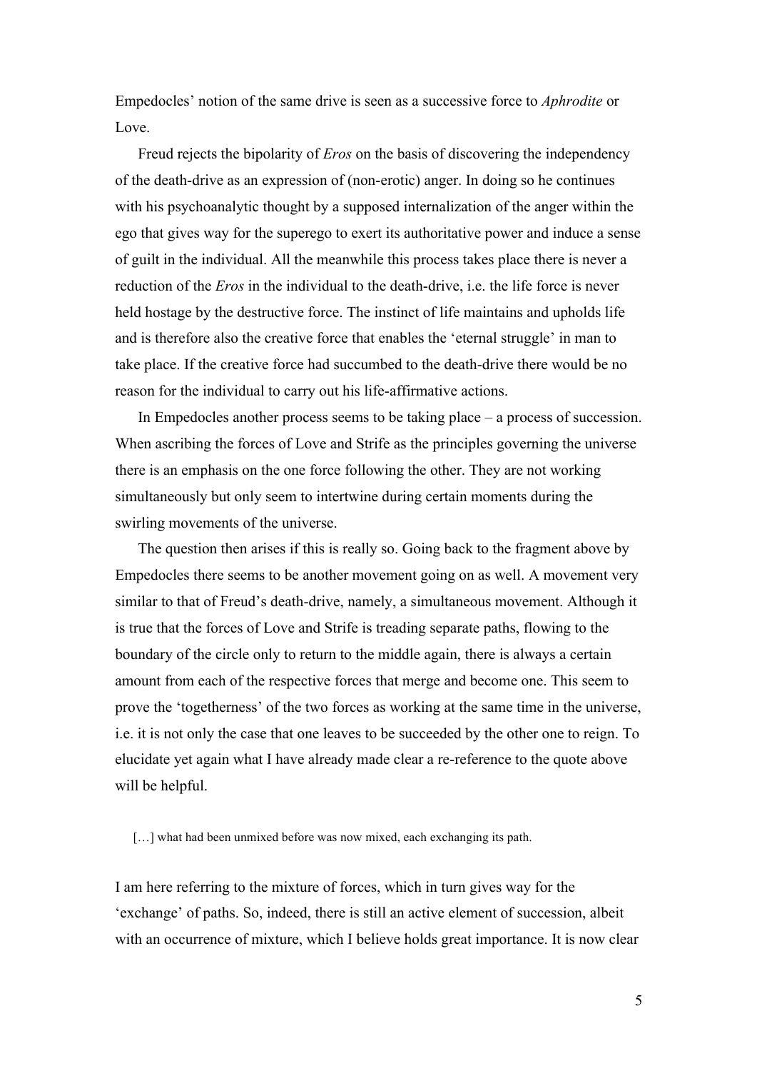Empedocles' notion of the same drive is seen as a successive force to *Aphrodite* or Love.

Freud rejects the bipolarity of *Eros* on the basis of discovering the independency of the death-drive as an expression of (non-erotic) anger. In doing so he continues with his psychoanalytic thought by a supposed internalization of the anger within the ego that gives way for the superego to exert its authoritative power and induce a sense of guilt in the individual. All the meanwhile this process takes place there is never a reduction of the *Eros* in the individual to the death-drive, i.e. the life force is never held hostage by the destructive force. The instinct of life maintains and upholds life and is therefore also the creative force that enables the 'eternal struggle' in man to take place. If the creative force had succumbed to the death-drive there would be no reason for the individual to carry out his life-affirmative actions.

In Empedocles another process seems to be taking place – a process of succession. When ascribing the forces of Love and Strife as the principles governing the universe there is an emphasis on the one force following the other. They are not working simultaneously but only seem to intertwine during certain moments during the swirling movements of the universe.

The question then arises if this is really so. Going back to the fragment above by Empedocles there seems to be another movement going on as well. A movement very similar to that of Freud's death-drive, namely, a simultaneous movement. Although it is true that the forces of Love and Strife is treading separate paths, flowing to the boundary of the circle only to return to the middle again, there is always a certain amount from each of the respective forces that merge and become one. This seem to prove the 'togetherness' of the two forces as working at the same time in the universe, i.e. it is not only the case that one leaves to be succeeded by the other one to reign. To elucidate yet again what I have already made clear a re-reference to the quote above will be helpful.

> […] what had been unmixed before was now mixed, each exchanging its path.

I am here referring to the mixture of forces, which in turn gives way for the 'exchange' of paths. So, indeed, there is still an active element of succession, albeit with an occurrence of mixture, which I believe holds great importance. It is now clear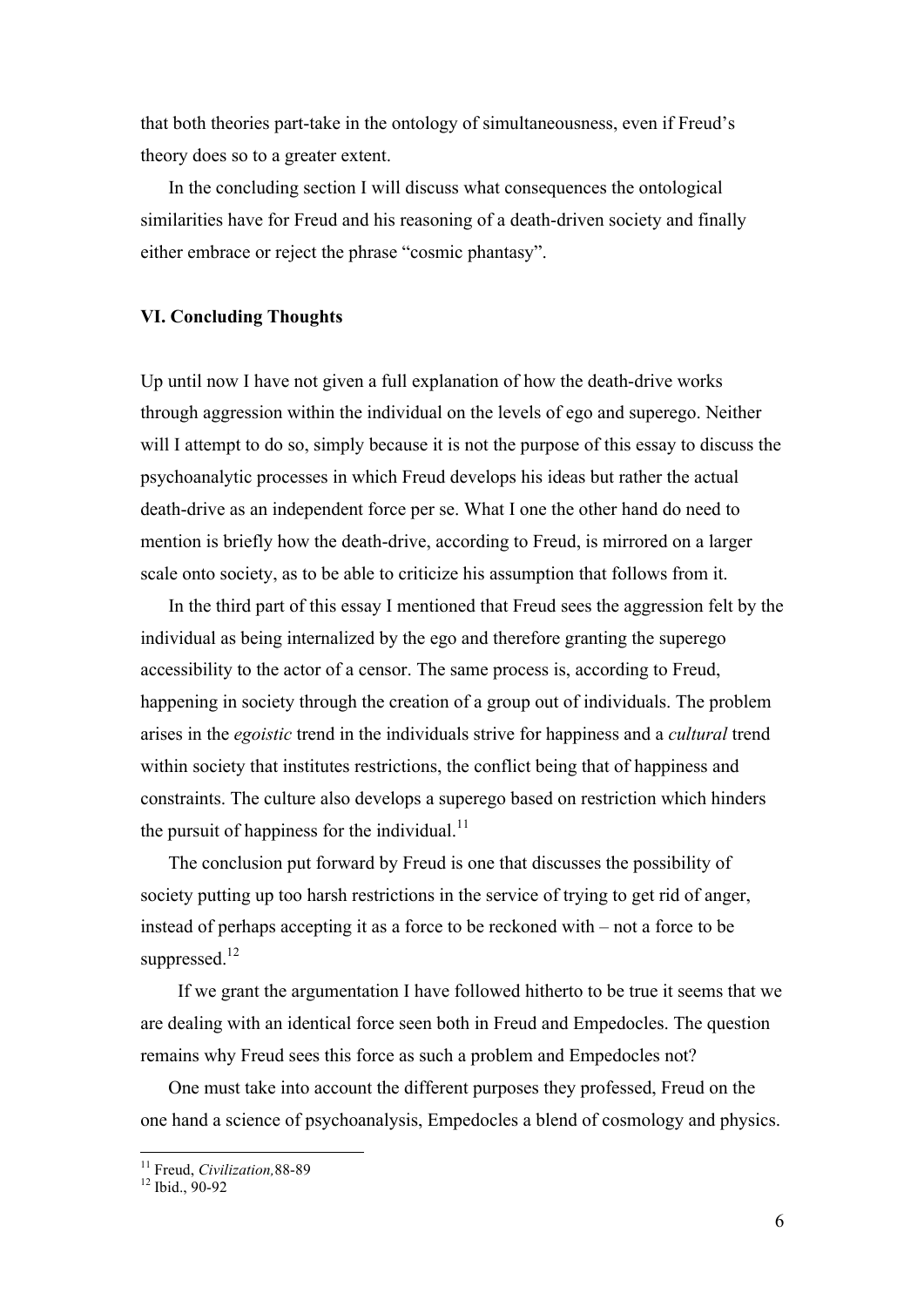that both theories part-take in the ontology of simultaneousness, even if Freud's theory does so to a greater extent.

In the concluding section I will discuss what consequences the ontological similarities have for Freud and his reasoning of a death-driven society and finally either embrace or reject the phrase "cosmic phantasy".

## VI. Concluding Thoughts

Up until now I have not given a full explanation of how the death-drive works through aggression within the individual on the levels of ego and superego. Neither will I attempt to do so, simply because it is not the purpose of this essay to discuss the psychoanalytic processes in which Freud develops his ideas but rather the actual death-drive as an independent force per se. What I one the other hand do need to mention is briefly how the death-drive, according to Freud, is mirrored on a larger scale onto society, as to be able to criticize his assumption that follows from it.

In the third part of this essay I mentioned that Freud sees the aggression felt by the individual as being internalized by the ego and therefore granting the superego accessibility to the actor of a censor. The same process is, according to Freud, happening in society through the creation of a group out of individuals. The problem arises in the *egoistic* trend in the individuals strive for happiness and a *cultural* trend within society that institutes restrictions, the conflict being that of happiness and constraints. The culture also develops a superego based on restriction which hinders the pursuit of happiness for the individual.[11]

The conclusion put forward by Freud is one that discusses the possibility of society putting up too harsh restrictions in the service of trying to get rid of anger, instead of perhaps accepting it as a force to be reckoned with – not a force to be suppressed.[12]

If we grant the argumentation I have followed hitherto to be true it seems that we are dealing with an identical force seen both in Freud and Empedocles. The question remains why Freud sees this force as such a problem and Empedocles not?

One must take into account the different purposes they professed, Freud on the one hand a science of psychoanalysis, Empedocles a blend of cosmology and physics.

---

[11] Freud, *Civilization,* 88-89

[12] Ibid., 90-92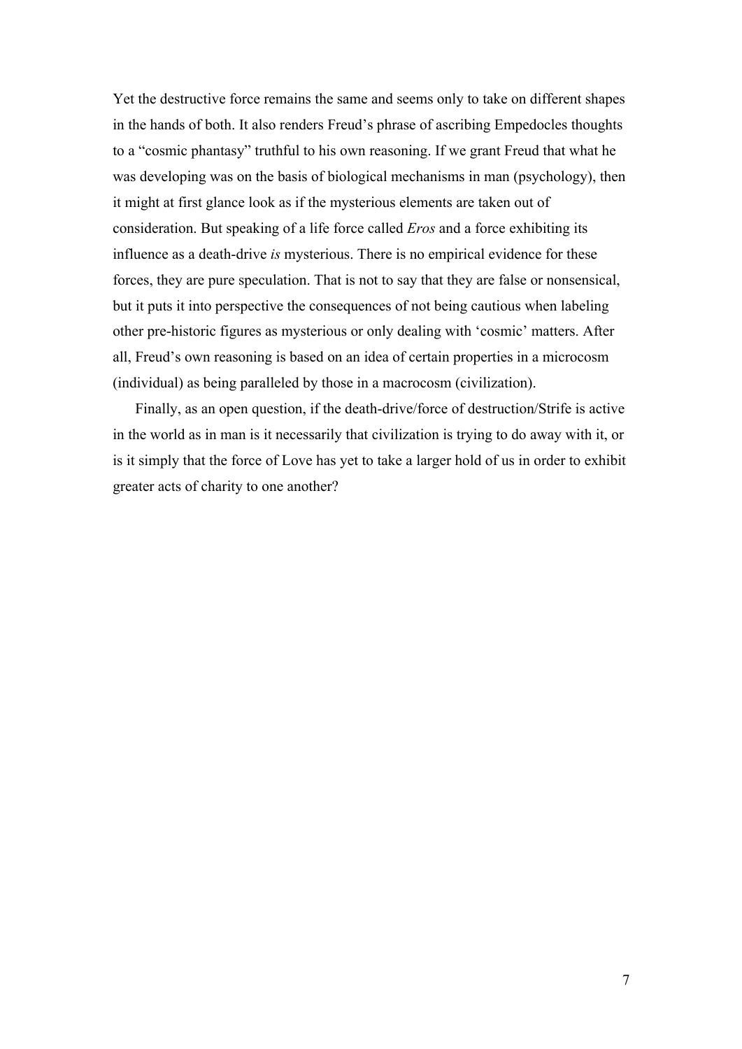Yet the destructive force remains the same and seems only to take on different shapes in the hands of both. It also renders Freud's phrase of ascribing Empedocles thoughts to a "cosmic phantasy" truthful to his own reasoning. If we grant Freud that what he was developing was on the basis of biological mechanisms in man (psychology), then it might at first glance look as if the mysterious elements are taken out of consideration. But speaking of a life force called *Eros* and a force exhibiting its influence as a death-drive *is* mysterious. There is no empirical evidence for these forces, they are pure speculation. That is not to say that they are false or nonsensical, but it puts it into perspective the consequences of not being cautious when labeling other pre-historic figures as mysterious or only dealing with 'cosmic' matters. After all, Freud's own reasoning is based on an idea of certain properties in a microcosm (individual) as being paralleled by those in a macrocosm (civilization).

Finally, as an open question, if the death-drive/force of destruction/Strife is active in the world as in man is it necessarily that civilization is trying to do away with it, or is it simply that the force of Love has yet to take a larger hold of us in order to exhibit greater acts of charity to one another?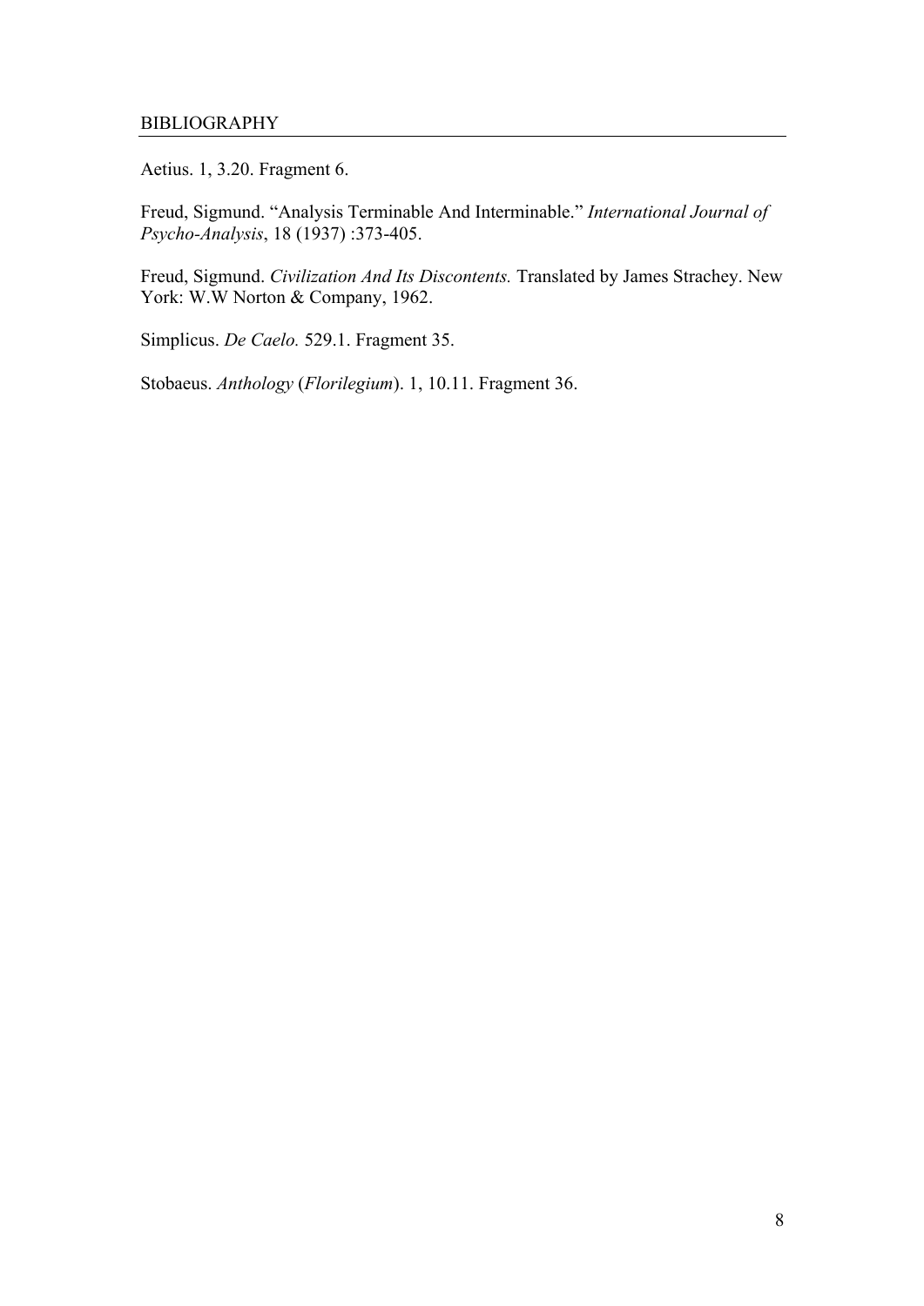# BIBLIOGRAPHY

Aetius. 1, 3.20. Fragment 6.

Freud, Sigmund. "Analysis Terminable And Interminable." *International Journal of Psycho-Analysis*, 18 (1937) :373-405.

Freud, Sigmund. *Civilization And Its Discontents.* Translated by James Strachey. New York: W.W Norton & Company, 1962.

Simplicus. *De Caelo.* 529.1. Fragment 35.

Stobaeus. *Anthology* (*Florilegium*). 1, 10.11. Fragment 36.